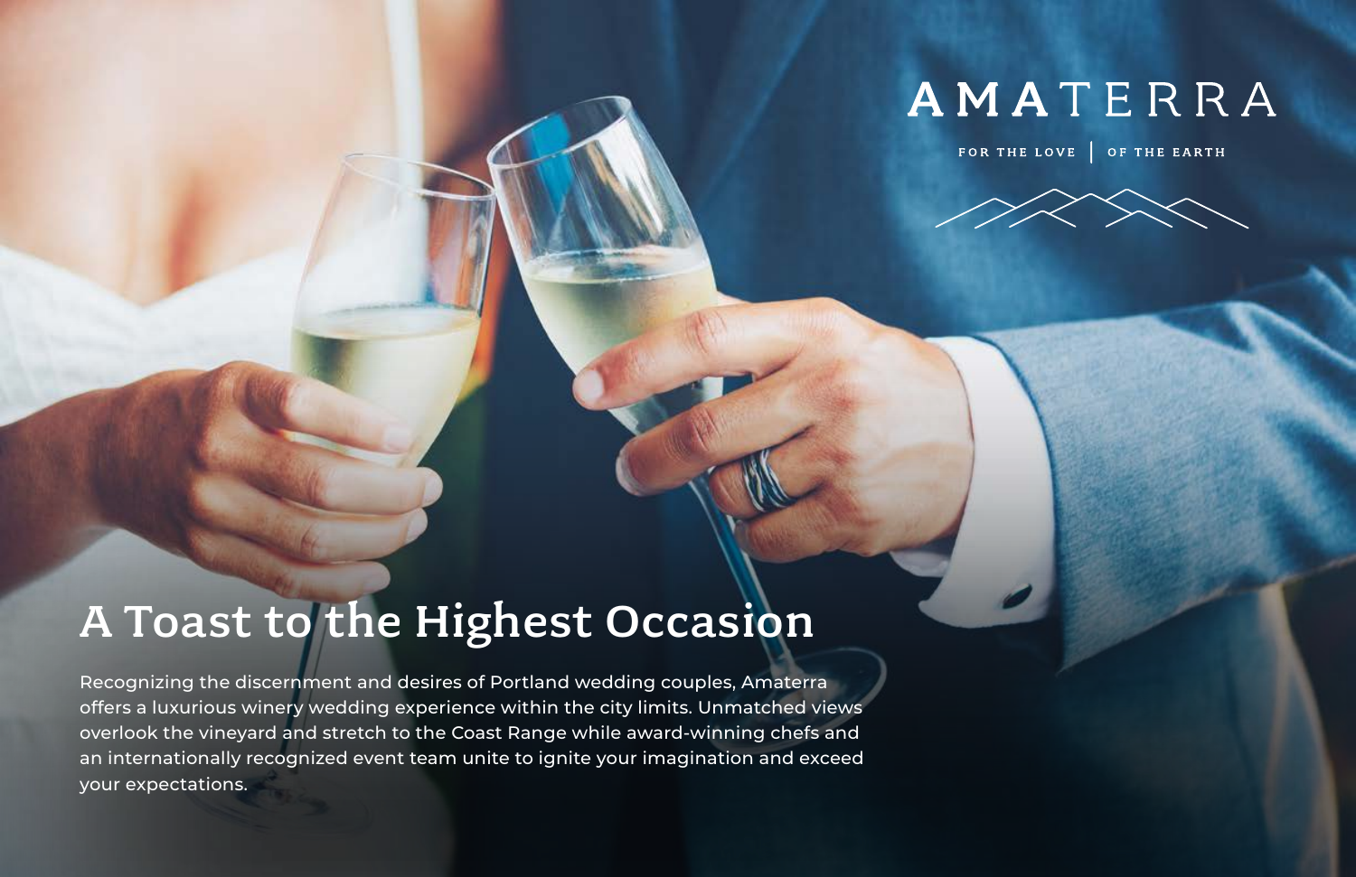AMATERRA

FOR THE LOVE | OF THE EARTH

# A Toast to the Highest Occasion

Recognizing the discernment and desires of Portland wedding couples, Amaterra offers a luxurious winery wedding experience within the city limits. Unmatched views overlook the vineyard and stretch to the Coast Range while award-winning chefs and an internationally recognized event team unite to ignite your imagination and exceed your expectations.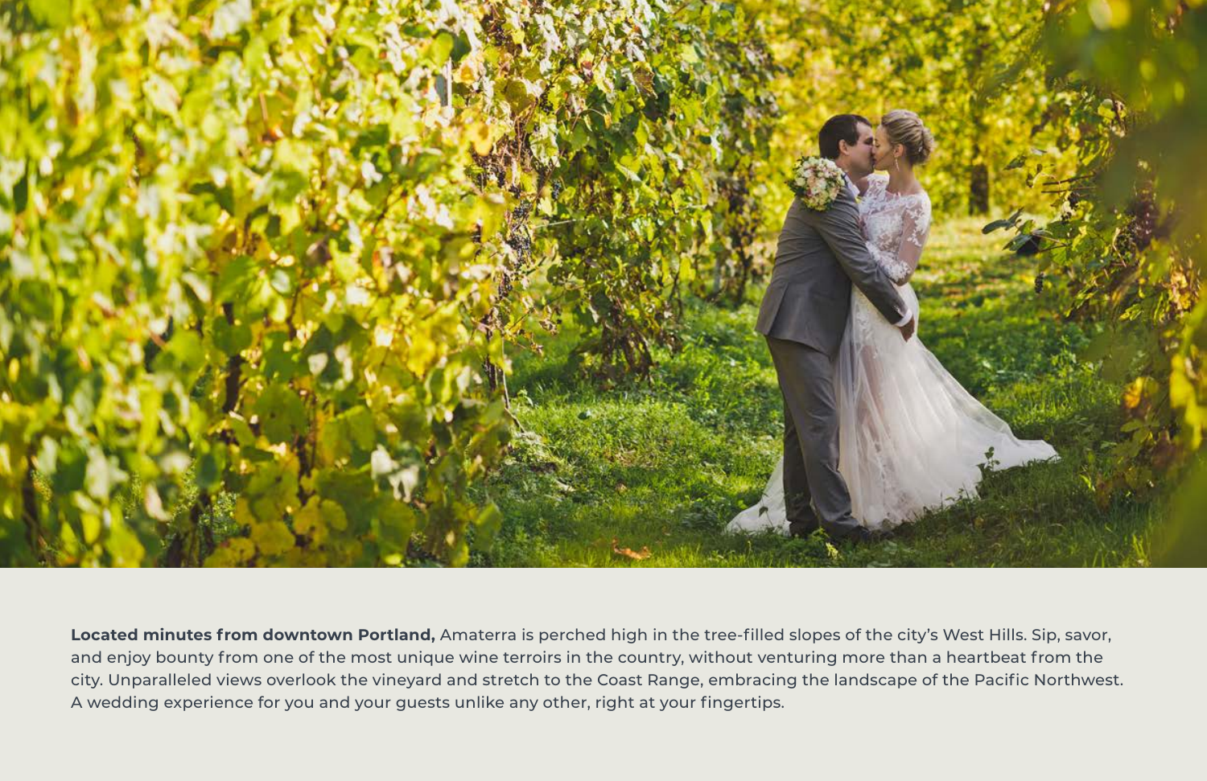**Located minutes from downtown Portland,** Amaterra is perched high in the tree-filled slopes of the city's West Hills. Sip, savor, and enjoy bounty from one of the most unique wine terroirs in the country, without venturing more than a heartbeat from the city. Unparalleled views overlook the vineyard and stretch to the Coast Range, embracing the landscape of the Pacific Northwest. A wedding experience for you and your guests unlike any other, right at your fingertips.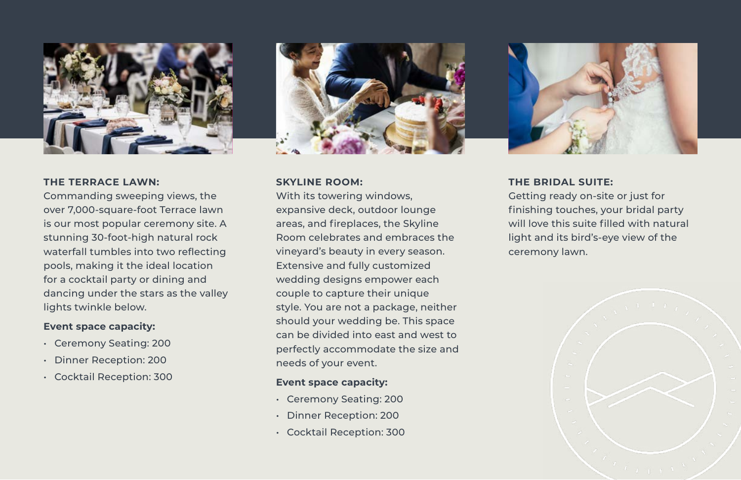### THE TERRACE LAWN:

Commanding sweeping views, the over 7,000-square-foot Terrace lawn is our most popular ceremony site. A stunning 30-foot-high natural rock waterfall tumbles into two reflecting pools, making it the ideal location for a cocktail party or dining and dancing under the stars as the valley lights twinkle below.

**Event space capacity:**

- Ceremony Seating: 200
- Dinner Reception: 200
- Cocktail Reception: 300

### SKYLINE ROOM:

With its towering windows, expansive deck, outdoor lounge areas, and fireplaces, the Skyline Room celebrates and embraces the vineyard's beauty in every season. Extensive and fully customized wedding designs empower each couple to capture their unique style. You are not a package, neither should your wedding be. This space can be divided into east and west to perfectly accommodate the size and needs of your event.

**Event space capacity:**

- Ceremony Seating: 200
- Dinner Reception: 200
- Cocktail Reception: 300

### THE BRIDAL SUITE:

Getting ready on-site or just for finishing touches, your bridal party will love this suite filled with natural light and its bird's-eye view of the ceremony lawn.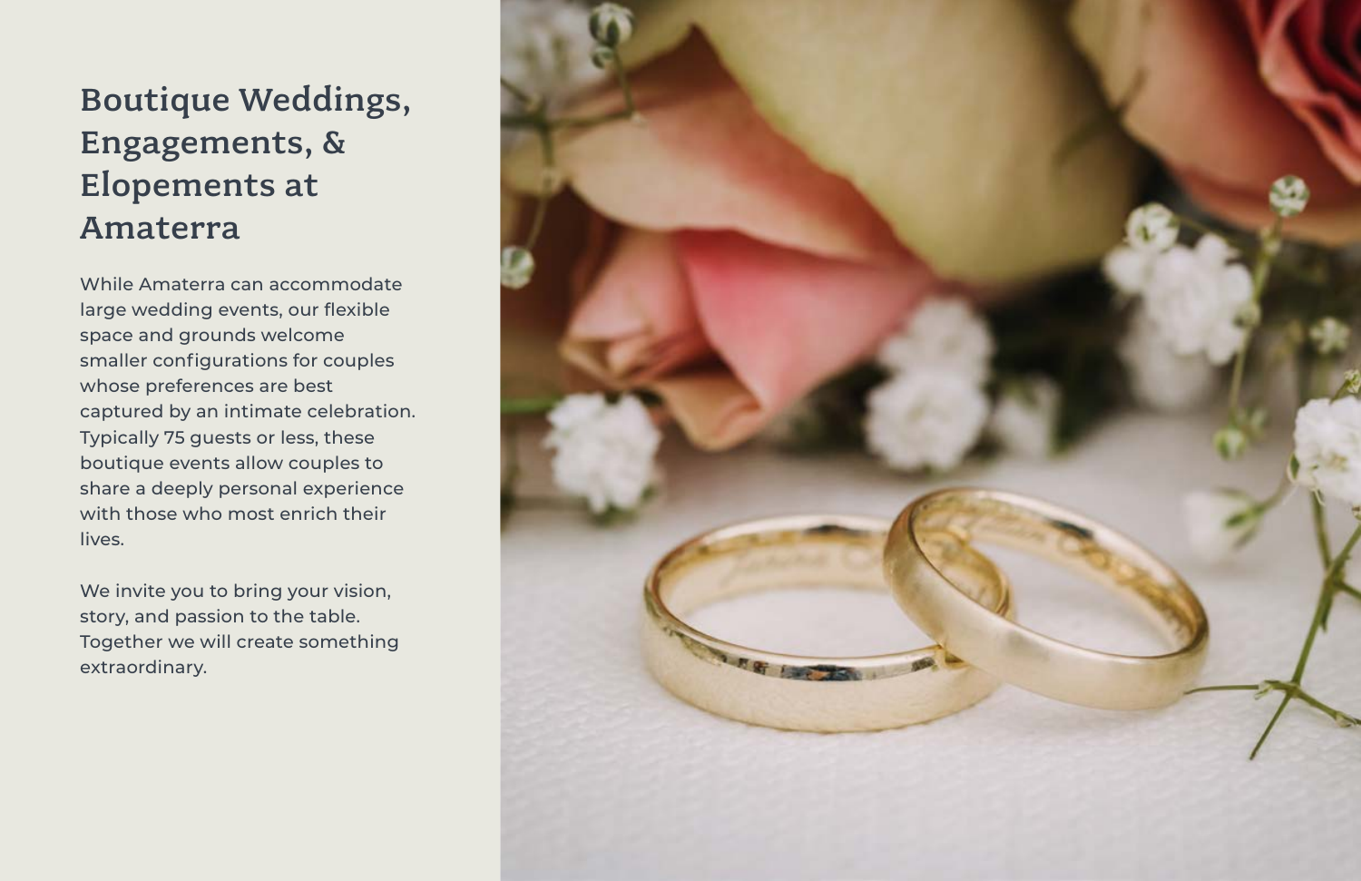# Boutique Weddings, Engagements, & Elopements at Amaterra

While Amaterra can accommodate large wedding events, our flexible space and grounds welcome smaller configurations for couples whose preferences are best captured by an intimate celebration. Typically 75 guests or less, these boutique events allow couples to share a deeply personal experience with those who most enrich their lives.

We invite you to bring your vision, story, and passion to the table. Together we will create something extraordinary.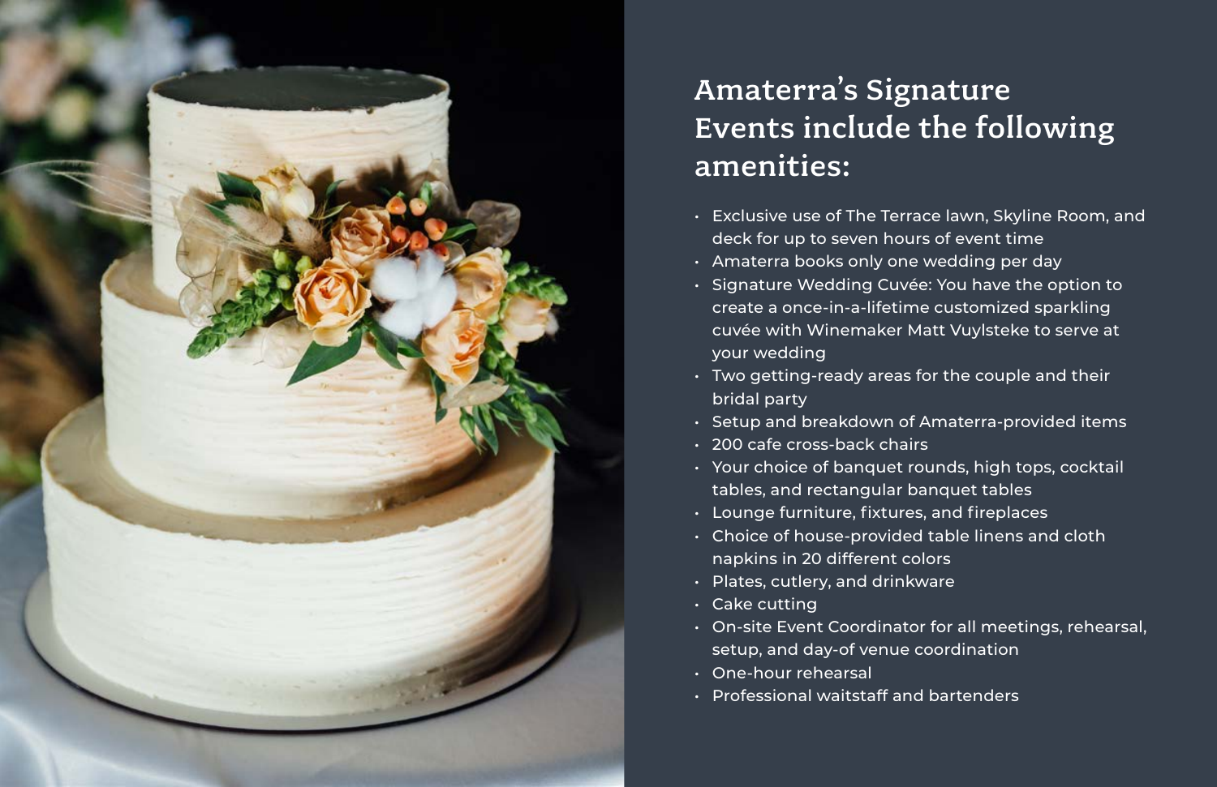## Amaterra's Signature Events include the following amenities:

- Exclusive use of The Terrace lawn, Skyline Room, and deck for up to seven hours of event time
- Amaterra books only one wedding per day
- Signature Wedding Cuvée: You have the option to create a once-in-a-lifetime customized sparkling cuvée with Winemaker Matt Vuylsteke to serve at your wedding
- Two getting-ready areas for the couple and their bridal party
- Setup and breakdown of Amaterra-provided items
- 200 cafe cross-back chairs
- Your choice of banquet rounds, high tops, cocktail tables, and rectangular banquet tables
- Lounge furniture, fixtures, and fireplaces
- Choice of house-provided table linens and cloth napkins in 20 different colors
- Plates, cutlery, and drinkware
- Cake cutting
- On-site Event Coordinator for all meetings, rehearsal, setup, and day-of venue coordination
- One-hour rehearsal
- Professional waitstaff and bartenders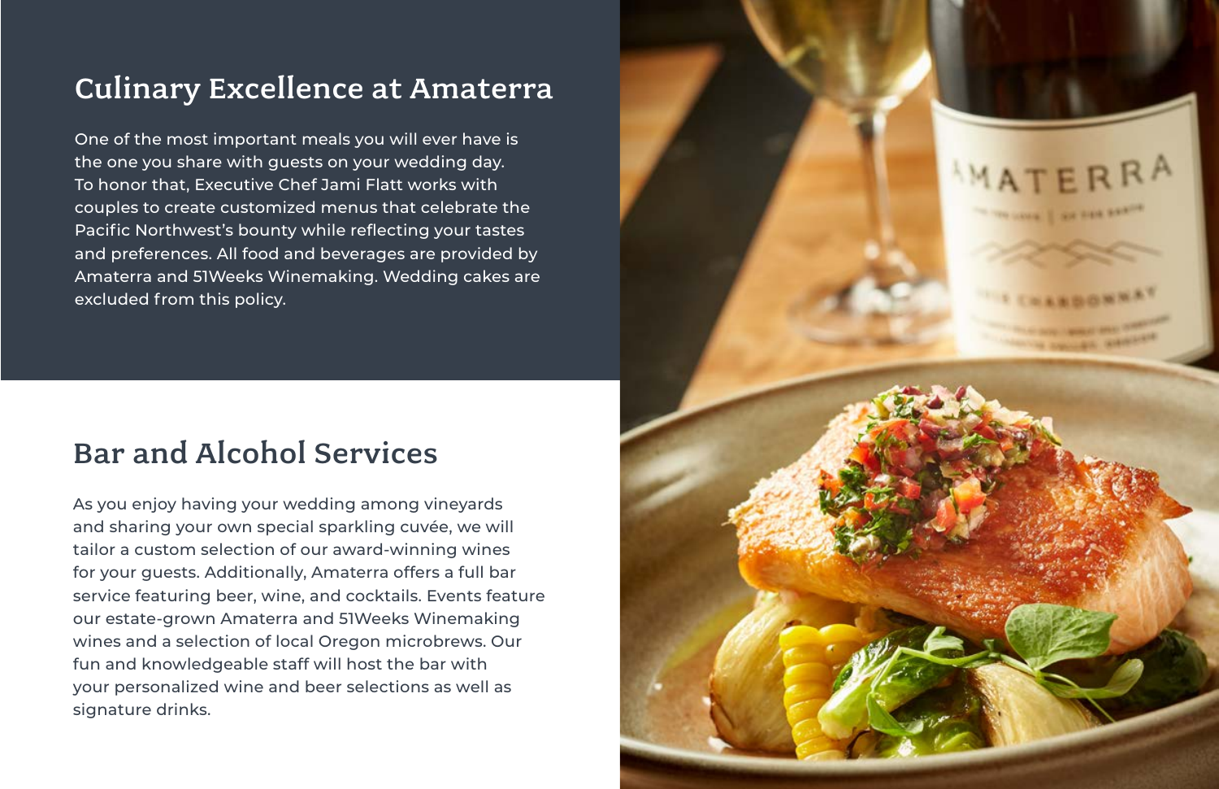## Culinary Excellence at Amaterra

One of the most important meals you will ever have is the one you share with guests on your wedding day. To honor that, Executive Chef Jami Flatt works with couples to create customized menus that celebrate the Pacific Northwest's bounty while reflecting your tastes and preferences. All food and beverages are provided by Amaterra and 51Weeks Winemaking. Wedding cakes are excluded from this policy.

## Bar and Alcohol Services

As you enjoy having your wedding among vineyards and sharing your own special sparkling cuvée, we will tailor a custom selection of our award-winning wines for your guests. Additionally, Amaterra offers a full bar service featuring beer, wine, and cocktails. Events feature our estate-grown Amaterra and 51Weeks Winemaking wines and a selection of local Oregon microbrews. Our fun and knowledgeable staff will host the bar with your personalized wine and beer selections as well as signature drinks.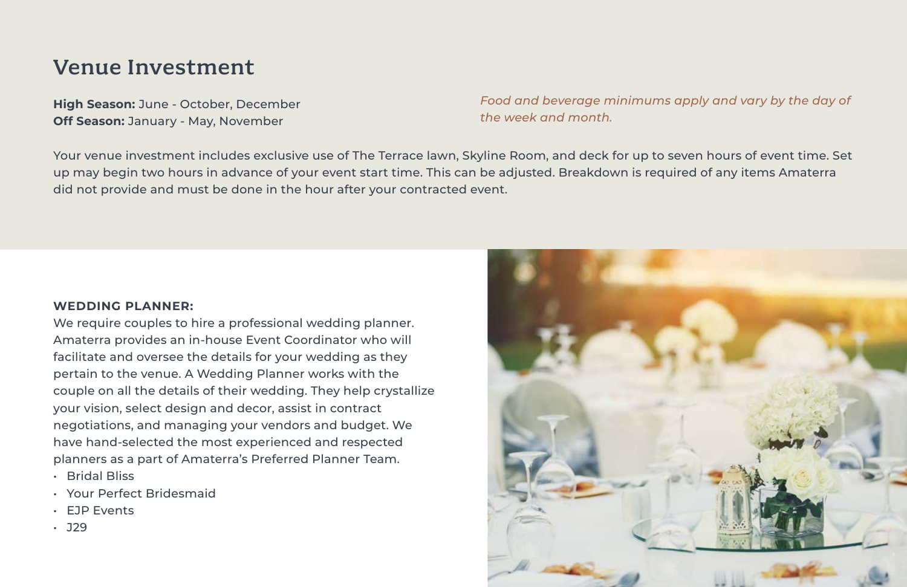# Venue Investment

**High Season:** June - October, December
**Off Season:** January - May, November

*Food and beverage minimums apply and vary by the day of the week and month.*

Your venue investment includes exclusive use of The Terrace lawn, Skyline Room, and deck for up to seven hours of event time. Set up may begin two hours in advance of your event start time. This can be adjusted. Breakdown is required of any items Amaterra did not provide and must be done in the hour after your contracted event.

**WEDDING PLANNER:**
We require couples to hire a professional wedding planner. Amaterra provides an in-house Event Coordinator who will facilitate and oversee the details for your wedding as they pertain to the venue. A Wedding Planner works with the couple on all the details of their wedding. They help crystallize your vision, select design and decor, assist in contract negotiations, and managing your vendors and budget. We have hand-selected the most experienced and respected planners as a part of Amaterra's Preferred Planner Team.

- Bridal Bliss
- Your Perfect Bridesmaid
- EJP Events
- J29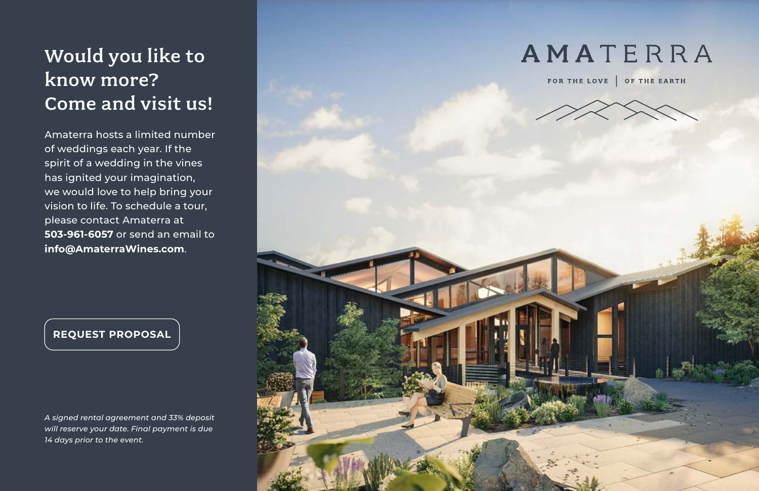# Would you like to know more? Come and visit us!

Amaterra hosts a limited number of weddings each year. If the spirit of a wedding in the vines has ignited your imagination, we would love to help bring your vision to life. To schedule a tour, please contact Amaterra at **503-961-6057** or send an email to **info@AmaterraWines.com**.

**REQUEST PROPOSAL**

*A signed rental agreement and 33% deposit will reserve your date. Final payment is due 14 days prior to the event.*

AMATERRA

FOR THE LOVE | OF THE EARTH